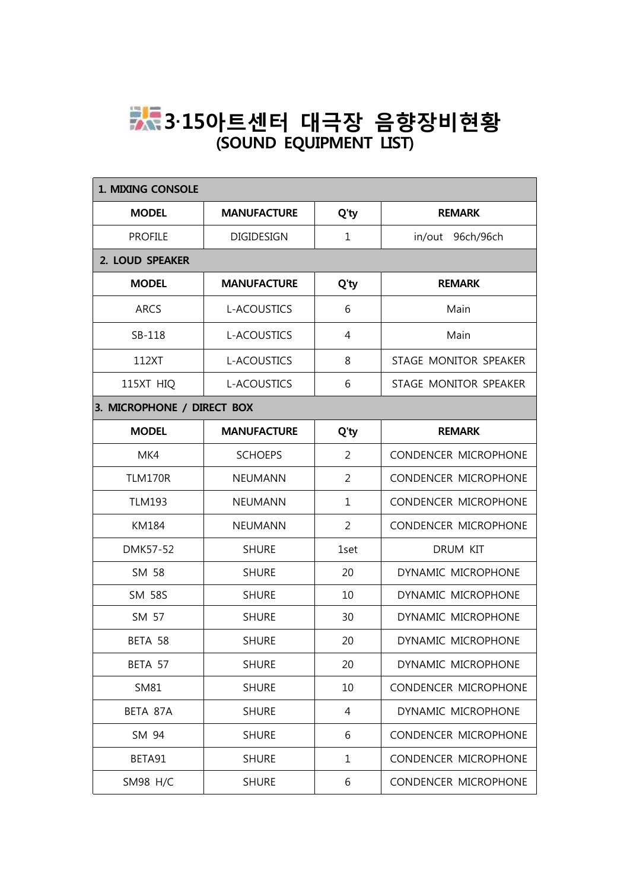# 3·15아트센터 대극장 음향장비현황
## (SOUND EQUIPMENT LIST)

| 1. MIXING CONSOLE | | | |
|---|---|---|---|
| **MODEL** | **MANUFACTURE** | **Q'ty** | **REMARK** |
| PROFILE | DIGIDESIGN | 1 | in/out 96ch/96ch |
| **2. LOUD SPEAKER** | | | |
| **MODEL** | **MANUFACTURE** | **Q'ty** | **REMARK** |
| ARCS | L-ACOUSTICS | 6 | Main |
| SB-118 | L-ACOUSTICS | 4 | Main |
| 112XT | L-ACOUSTICS | 8 | STAGE MONITOR SPEAKER |
| 115XT HIQ | L-ACOUSTICS | 6 | STAGE MONITOR SPEAKER |
| **3. MICROPHONE / DIRECT BOX** | | | |
| **MODEL** | **MANUFACTURE** | **Q'ty** | **REMARK** |
| MK4 | SCHOEPS | 2 | CONDENCER MICROPHONE |
| TLM170R | NEUMANN | 2 | CONDENCER MICROPHONE |
| TLM193 | NEUMANN | 1 | CONDENCER MICROPHONE |
| KM184 | NEUMANN | 2 | CONDENCER MICROPHONE |
| DMK57-52 | SHURE | 1set | DRUM KIT |
| SM 58 | SHURE | 20 | DYNAMIC MICROPHONE |
| SM 58S | SHURE | 10 | DYNAMIC MICROPHONE |
| SM 57 | SHURE | 30 | DYNAMIC MICROPHONE |
| BETA 58 | SHURE | 20 | DYNAMIC MICROPHONE |
| BETA 57 | SHURE | 20 | DYNAMIC MICROPHONE |
| SM81 | SHURE | 10 | CONDENCER MICROPHONE |
| BETA 87A | SHURE | 4 | DYNAMIC MICROPHONE |
| SM 94 | SHURE | 6 | CONDENCER MICROPHONE |
| BETA91 | SHURE | 1 | CONDENCER MICROPHONE |
| SM98 H/C | SHURE | 6 | CONDENCER MICROPHONE |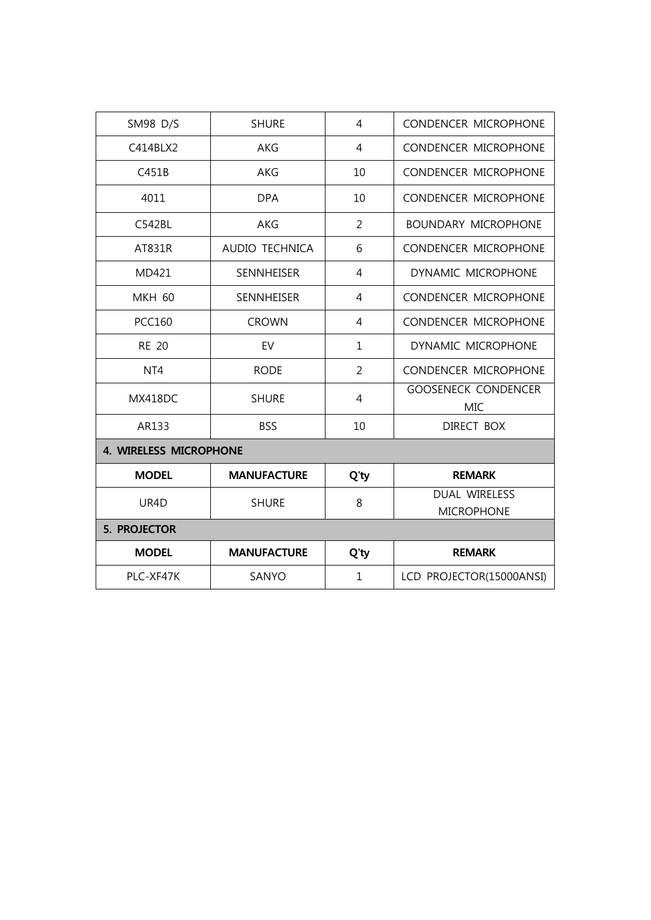| | | | |
|---|---|---|---|
| SM98 D/S | SHURE | 4 | CONDENCER MICROPHONE |
| C414BLX2 | AKG | 4 | CONDENCER MICROPHONE |
| C451B | AKG | 10 | CONDENCER MICROPHONE |
| 4011 | DPA | 10 | CONDENCER MICROPHONE |
| C542BL | AKG | 2 | BOUNDARY MICROPHONE |
| AT831R | AUDIO TECHNICA | 6 | CONDENCER MICROPHONE |
| MD421 | SENNHEISER | 4 | DYNAMIC MICROPHONE |
| MKH 60 | SENNHEISER | 4 | CONDENCER MICROPHONE |
| PCC160 | CROWN | 4 | CONDENCER MICROPHONE |
| RE 20 | EV | 1 | DYNAMIC MICROPHONE |
| NT4 | RODE | 2 | CONDENCER MICROPHONE |
| MX418DC | SHURE | 4 | GOOSENECK CONDENCER MIC |
| AR133 | BSS | 10 | DIRECT BOX |

**4. WIRELESS MICROPHONE**

| **MODEL** | **MANUFACTURE** | **Q'ty** | **REMARK** |
|---|---|---|---|
| UR4D | SHURE | 8 | DUAL WIRELESS MICROPHONE |

**5. PROJECTOR**

| **MODEL** | **MANUFACTURE** | **Q'ty** | **REMARK** |
|---|---|---|---|
| PLC-XF47K | SANYO | 1 | LCD PROJECTOR(15000ANSI) |